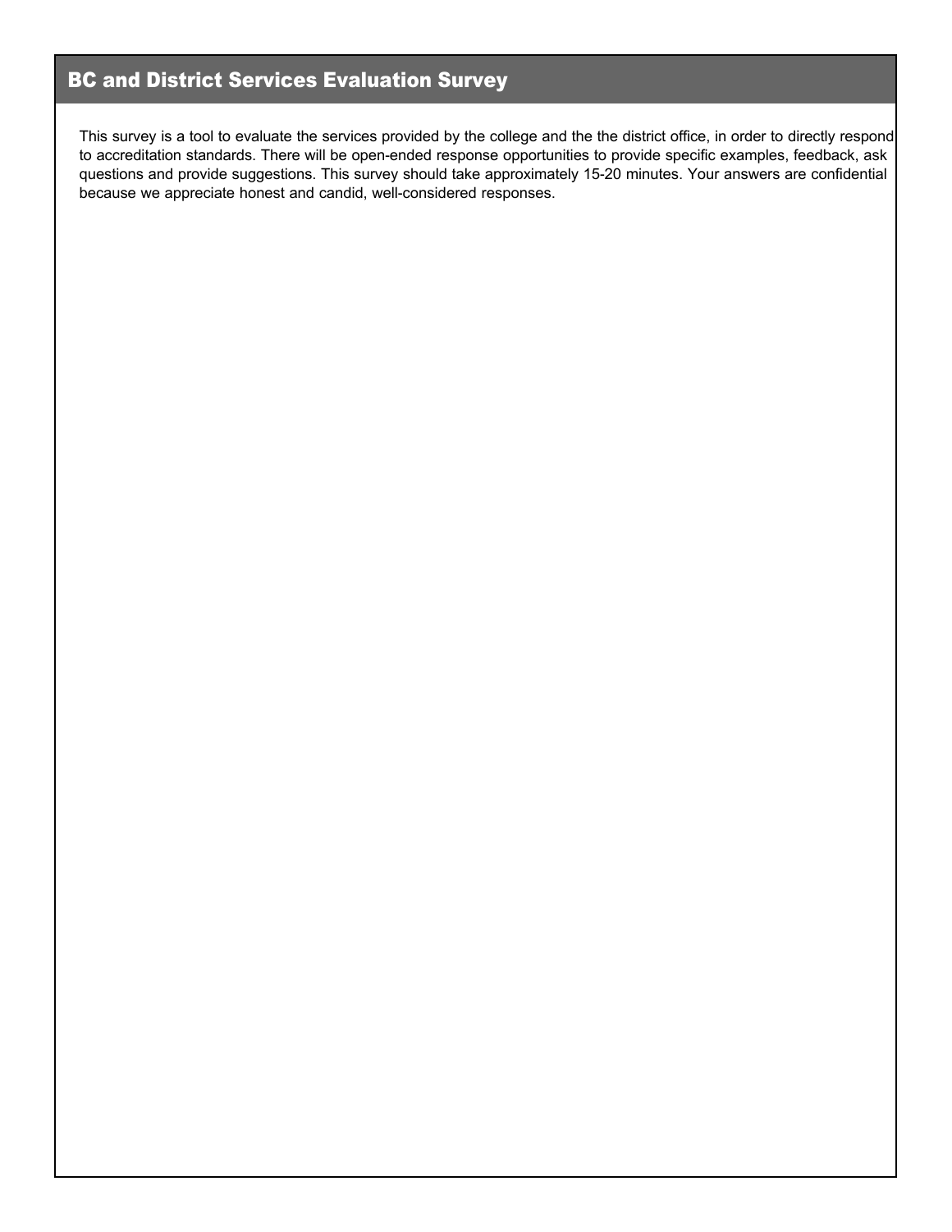# BC and District Services Evaluation Survey

This survey is a tool to evaluate the services provided by the college and the the district office, in order to directly respond to accreditation standards. There will be open-ended response opportunities to provide specific examples, feedback, ask questions and provide suggestions. This survey should take approximately 15-20 minutes. Your answers are confidential because we appreciate honest and candid, well-considered responses.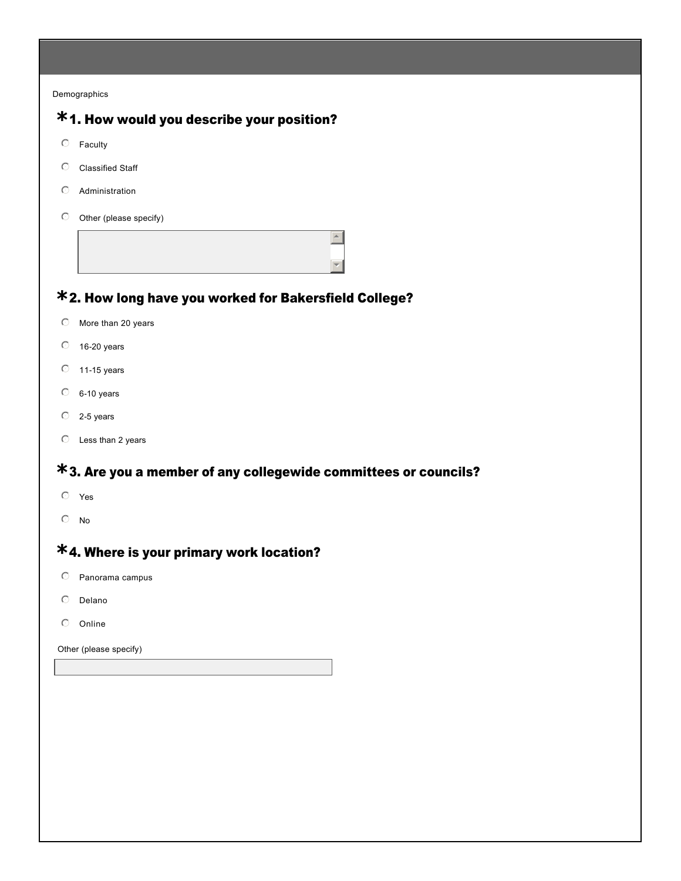Demographics

## *1. How would you describe your position?

- Faculty
- Classified Staff
- Administration
- Other (please specify)

## *2. How long have you worked for Bakersfield College?

- More than 20 years
- 16-20 years
- 11-15 years
- 6-10 years
- 2-5 years
- Less than 2 years

## *3. Are you a member of any collegewide committees or councils?

- Yes
- No

## *4. Where is your primary work location?

- Panorama campus
- Delano
- Online

Other (please specify)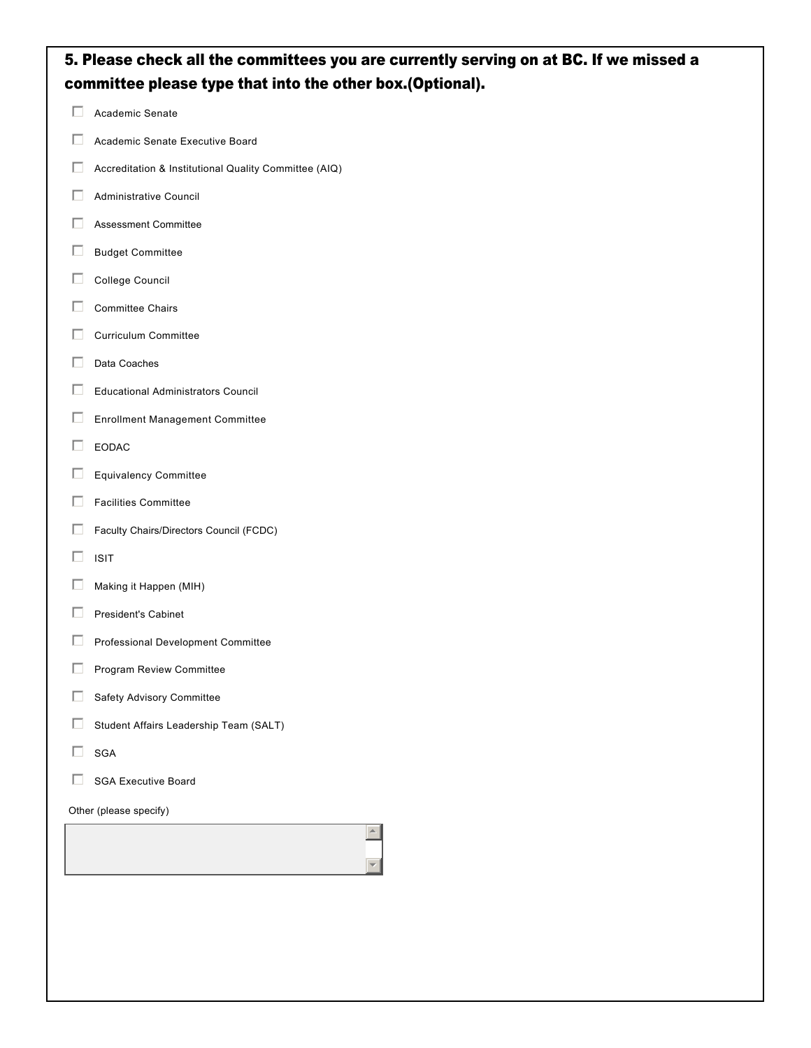## 5. Please check all the committees you are currently serving on at BC. If we missed a committee please type that into the other box.(Optional).

- [ ] Academic Senate
- [ ] Academic Senate Executive Board
- [ ] Accreditation & Institutional Quality Committee (AIQ)
- [ ] Administrative Council
- [ ] Assessment Committee
- [ ] Budget Committee
- [ ] College Council
- [ ] Committee Chairs
- [ ] Curriculum Committee
- [ ] Data Coaches
- [ ] Educational Administrators Council
- [ ] Enrollment Management Committee
- [ ] EODAC
- [ ] Equivalency Committee
- [ ] Facilities Committee
- [ ] Faculty Chairs/Directors Council (FCDC)
- [ ] ISIT
- [ ] Making it Happen (MIH)
- [ ] President's Cabinet
- [ ] Professional Development Committee
- [ ] Program Review Committee
- [ ] Safety Advisory Committee
- [ ] Student Affairs Leadership Team (SALT)
- [ ] SGA
- [ ] SGA Executive Board

Other (please specify)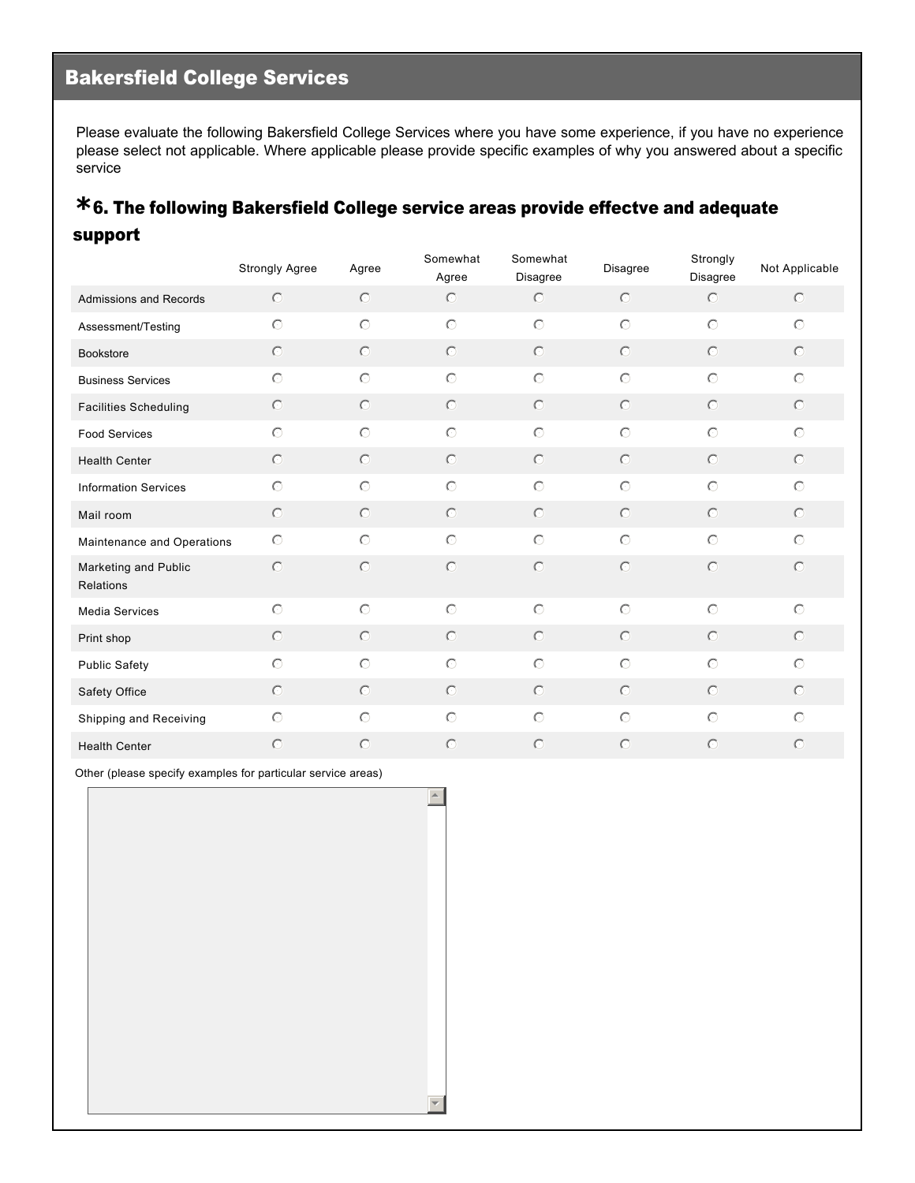## Bakersfield College Services

Please evaluate the following Bakersfield College Services where you have some experience, if you have no experience please select not applicable. Where applicable please provide specific examples of why you answered about a specific service

### *6. The following Bakersfield College service areas provide effectve and adequate support

| | Strongly Agree | Agree | Somewhat Agree | Somewhat Disagree | Disagree | Strongly Disagree | Not Applicable |
|---|---|---|---|---|---|---|---|
| Admissions and Records | ○ | ○ | ○ | ○ | ○ | ○ | ○ |
| Assessment/Testing | ○ | ○ | ○ | ○ | ○ | ○ | ○ |
| Bookstore | ○ | ○ | ○ | ○ | ○ | ○ | ○ |
| Business Services | ○ | ○ | ○ | ○ | ○ | ○ | ○ |
| Facilities Scheduling | ○ | ○ | ○ | ○ | ○ | ○ | ○ |
| Food Services | ○ | ○ | ○ | ○ | ○ | ○ | ○ |
| Health Center | ○ | ○ | ○ | ○ | ○ | ○ | ○ |
| Information Services | ○ | ○ | ○ | ○ | ○ | ○ | ○ |
| Mail room | ○ | ○ | ○ | ○ | ○ | ○ | ○ |
| Maintenance and Operations | ○ | ○ | ○ | ○ | ○ | ○ | ○ |
| Marketing and Public Relations | ○ | ○ | ○ | ○ | ○ | ○ | ○ |
| Media Services | ○ | ○ | ○ | ○ | ○ | ○ | ○ |
| Print shop | ○ | ○ | ○ | ○ | ○ | ○ | ○ |
| Public Safety | ○ | ○ | ○ | ○ | ○ | ○ | ○ |
| Safety Office | ○ | ○ | ○ | ○ | ○ | ○ | ○ |
| Shipping and Receiving | ○ | ○ | ○ | ○ | ○ | ○ | ○ |
| Health Center | ○ | ○ | ○ | ○ | ○ | ○ | ○ |

Other (please specify examples for particular service areas)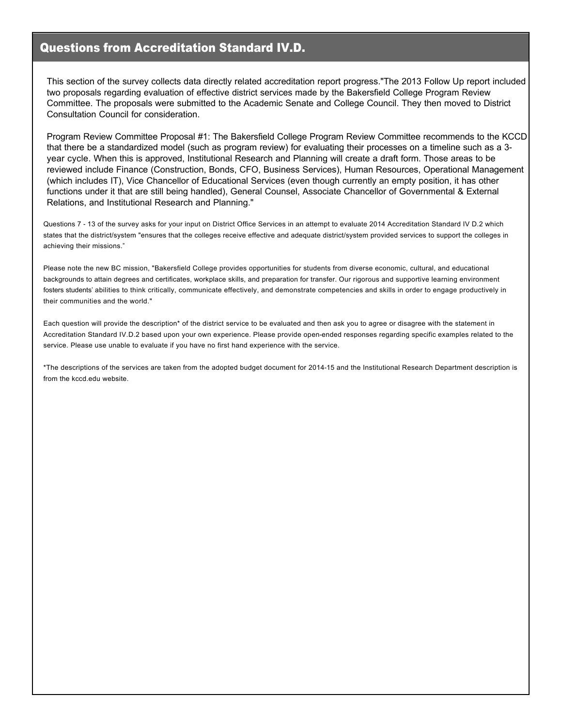## Questions from Accreditation Standard IV.D.

This section of the survey collects data directly related accreditation report progress."The 2013 Follow Up report included two proposals regarding evaluation of effective district services made by the Bakersfield College Program Review Committee. The proposals were submitted to the Academic Senate and College Council. They then moved to District Consultation Council for consideration.

Program Review Committee Proposal #1: The Bakersfield College Program Review Committee recommends to the KCCD that there be a standardized model (such as program review) for evaluating their processes on a timeline such as a 3-year cycle. When this is approved, Institutional Research and Planning will create a draft form. Those areas to be reviewed include Finance (Construction, Bonds, CFO, Business Services), Human Resources, Operational Management (which includes IT), Vice Chancellor of Educational Services (even though currently an empty position, it has other functions under it that are still being handled), General Counsel, Associate Chancellor of Governmental & External Relations, and Institutional Research and Planning."

Questions 7 - 13 of the survey asks for your input on District Office Services in an attempt to evaluate 2014 Accreditation Standard IV D.2 which states that the district/system "ensures that the colleges receive effective and adequate district/system provided services to support the colleges in achieving their missions."

Please note the new BC mission, "Bakersfield College provides opportunities for students from diverse economic, cultural, and educational backgrounds to attain degrees and certificates, workplace skills, and preparation for transfer. Our rigorous and supportive learning environment fosters students' abilities to think critically, communicate effectively, and demonstrate competencies and skills in order to engage productively in their communities and the world."

Each question will provide the description* of the district service to be evaluated and then ask you to agree or disagree with the statement in Accreditation Standard IV.D.2 based upon your own experience. Please provide open-ended responses regarding specific examples related to the service. Please use unable to evaluate if you have no first hand experience with the service.

*The descriptions of the services are taken from the adopted budget document for 2014-15 and the Institutional Research Department description is from the kccd.edu website.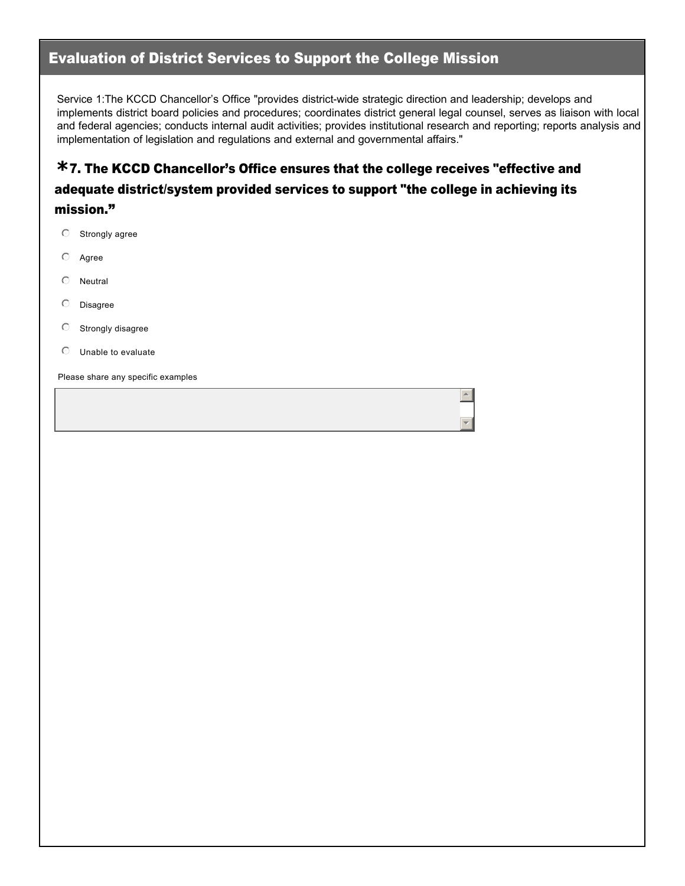## Evaluation of District Services to Support the College Mission

Service 1:The KCCD Chancellor's Office "provides district-wide strategic direction and leadership; develops and implements district board policies and procedures; coordinates district general legal counsel, serves as liaison with local and federal agencies; conducts internal audit activities; provides institutional research and reporting; reports analysis and implementation of legislation and regulations and external and governmental affairs."

### *7. The KCCD Chancellor's Office ensures that the college receives "effective and adequate district/system provided services to support "the college in achieving its mission."

- Strongly agree
- Agree
- Neutral
- Disagree
- Strongly disagree
- Unable to evaluate

Please share any specific examples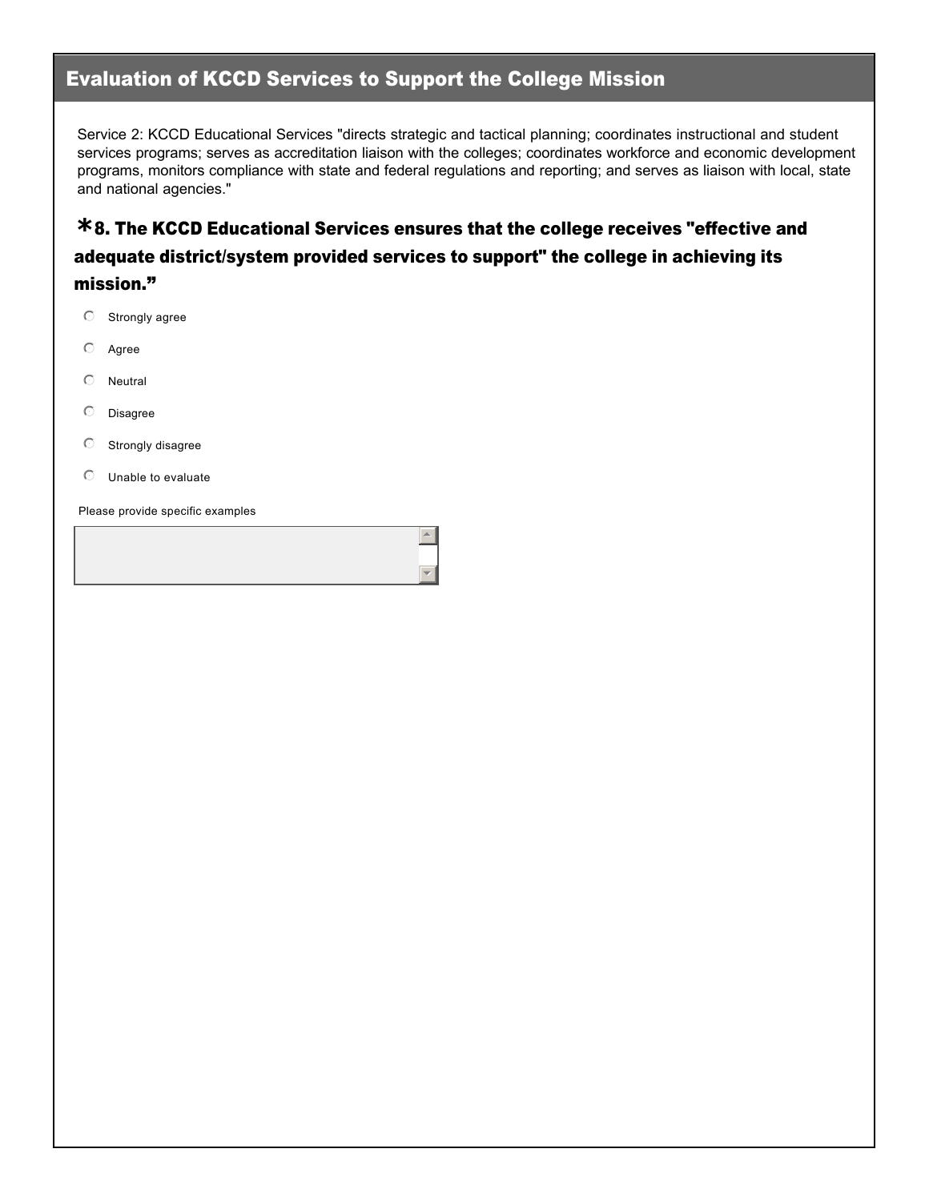## Evaluation of KCCD Services to Support the College Mission

Service 2: KCCD Educational Services "directs strategic and tactical planning; coordinates instructional and student services programs; serves as accreditation liaison with the colleges; coordinates workforce and economic development programs, monitors compliance with state and federal regulations and reporting; and serves as liaison with local, state and national agencies."

### *8. The KCCD Educational Services ensures that the college receives "effective and adequate district/system provided services to support" the college in achieving its mission."

- Strongly agree
- Agree
- Neutral
- Disagree
- Strongly disagree
- Unable to evaluate

Please provide specific examples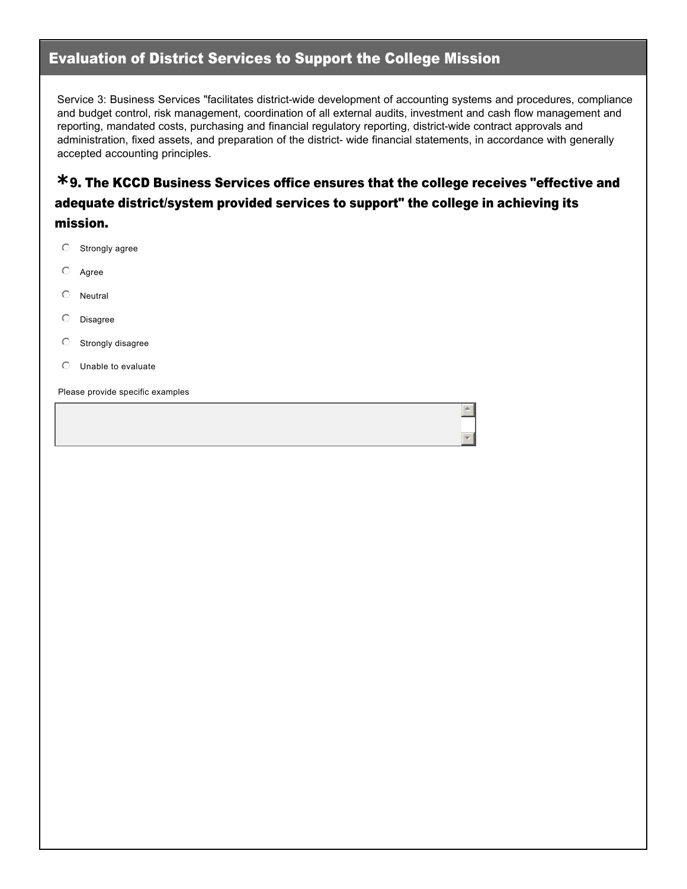## Evaluation of District Services to Support the College Mission

Service 3: Business Services "facilitates district-wide development of accounting systems and procedures, compliance and budget control, risk management, coordination of all external audits, investment and cash flow management and reporting, mandated costs, purchasing and financial regulatory reporting, district-wide contract approvals and administration, fixed assets, and preparation of the district- wide financial statements, in accordance with generally accepted accounting principles.

### *9. The KCCD Business Services office ensures that the college receives "effective and adequate district/system provided services to support" the college in achieving its mission.

- Strongly agree
- Agree
- Neutral
- Disagree
- Strongly disagree
- Unable to evaluate

Please provide specific examples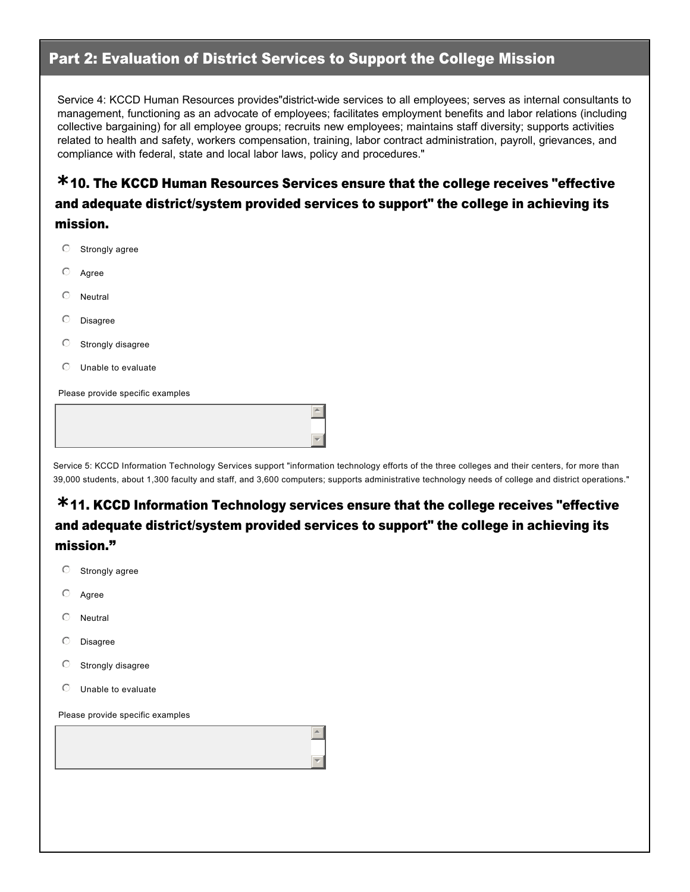## Part 2: Evaluation of District Services to Support the College Mission

Service 4: KCCD Human Resources provides"district-wide services to all employees; serves as internal consultants to management, functioning as an advocate of employees; facilitates employment benefits and labor relations (including collective bargaining) for all employee groups; recruits new employees; maintains staff diversity; supports activities related to health and safety, workers compensation, training, labor contract administration, payroll, grievances, and compliance with federal, state and local labor laws, policy and procedures."

### *10. The KCCD Human Resources Services ensure that the college receives "effective and adequate district/system provided services to support" the college in achieving its mission.

- Strongly agree
- Agree
- Neutral
- Disagree
- Strongly disagree
- Unable to evaluate

Please provide specific examples

Service 5: KCCD Information Technology Services support "information technology efforts of the three colleges and their centers, for more than 39,000 students, about 1,300 faculty and staff, and 3,600 computers; supports administrative technology needs of college and district operations."

### *11. KCCD Information Technology services ensure that the college receives "effective and adequate district/system provided services to support" the college in achieving its mission."

- Strongly agree
- Agree
- Neutral
- Disagree
- Strongly disagree
- Unable to evaluate

Please provide specific examples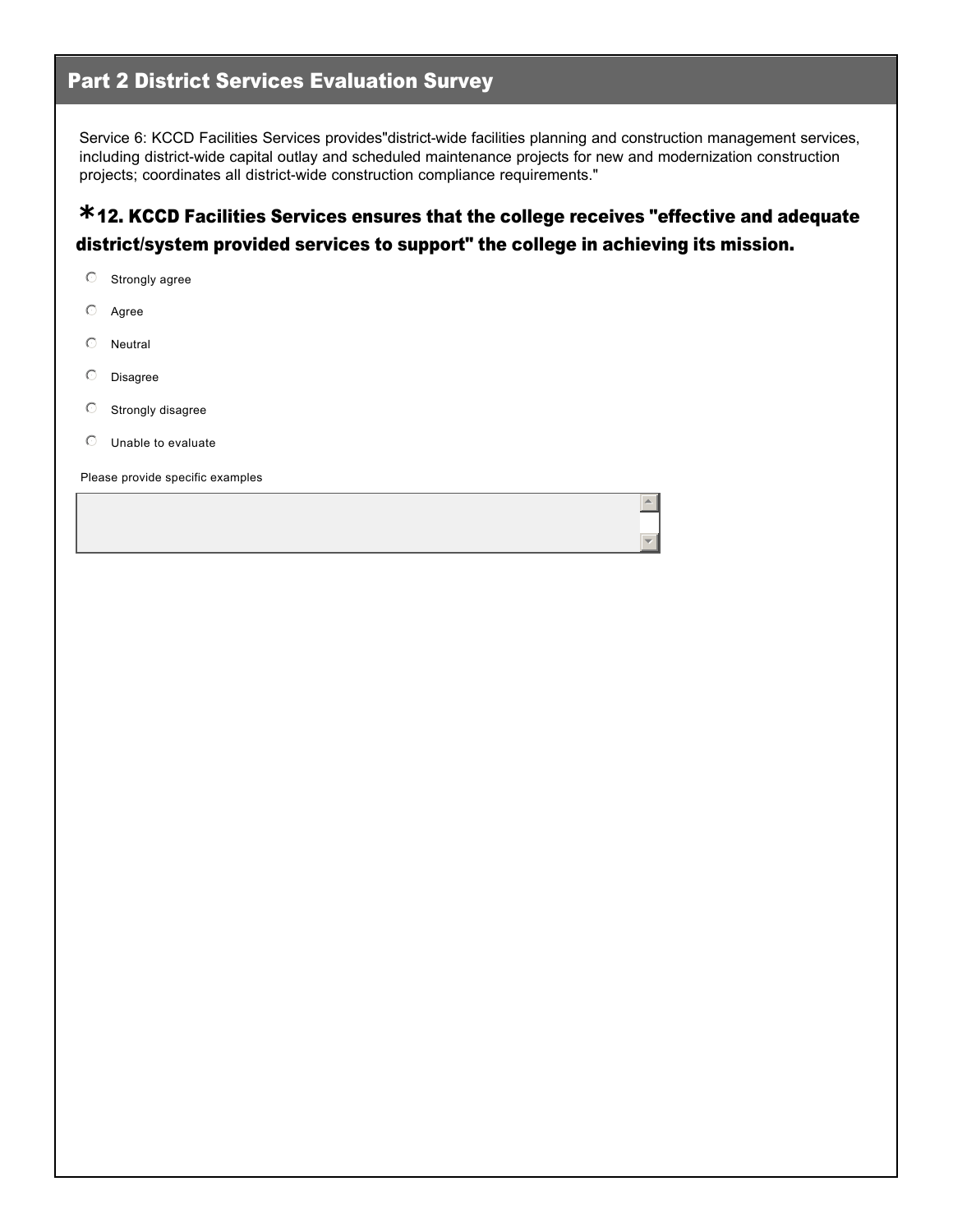## Part 2 District Services Evaluation Survey

Service 6: KCCD Facilities Services provides"district-wide facilities planning and construction management services, including district-wide capital outlay and scheduled maintenance projects for new and modernization construction projects; coordinates all district-wide construction compliance requirements."

### *12. KCCD Facilities Services ensures that the college receives "effective and adequate district/system provided services to support" the college in achieving its mission.

- Strongly agree
- Agree
- Neutral
- Disagree
- Strongly disagree
- Unable to evaluate

Please provide specific examples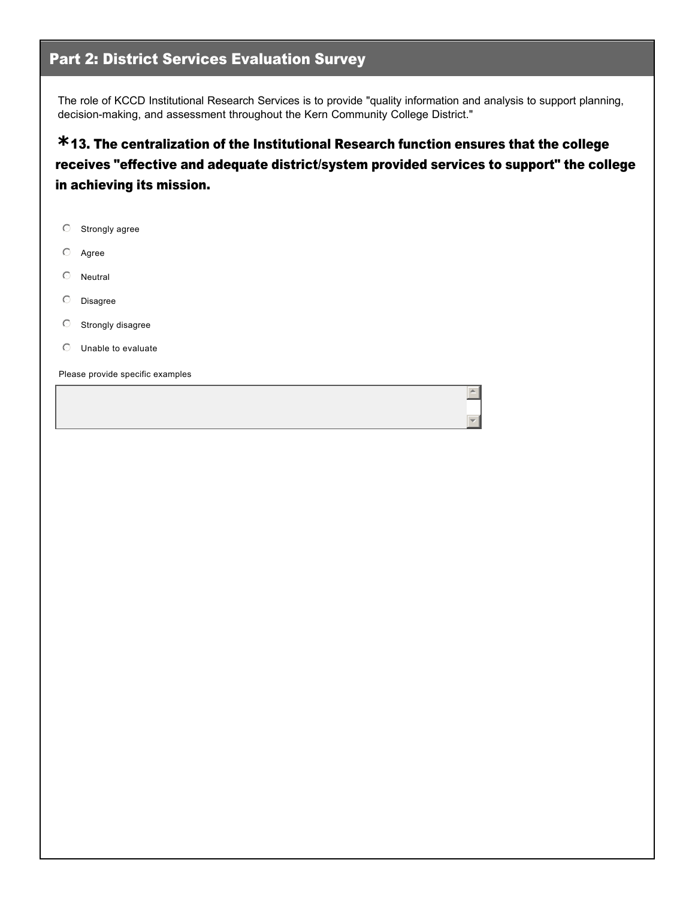## Part 2: District Services Evaluation Survey

The role of KCCD Institutional Research Services is to provide "quality information and analysis to support planning, decision-making, and assessment throughout the Kern Community College District."

### *13. The centralization of the Institutional Research function ensures that the college receives "effective and adequate district/system provided services to support" the college in achieving its mission.

- Strongly agree
- Agree
- Neutral
- Disagree
- Strongly disagree
- Unable to evaluate

Please provide specific examples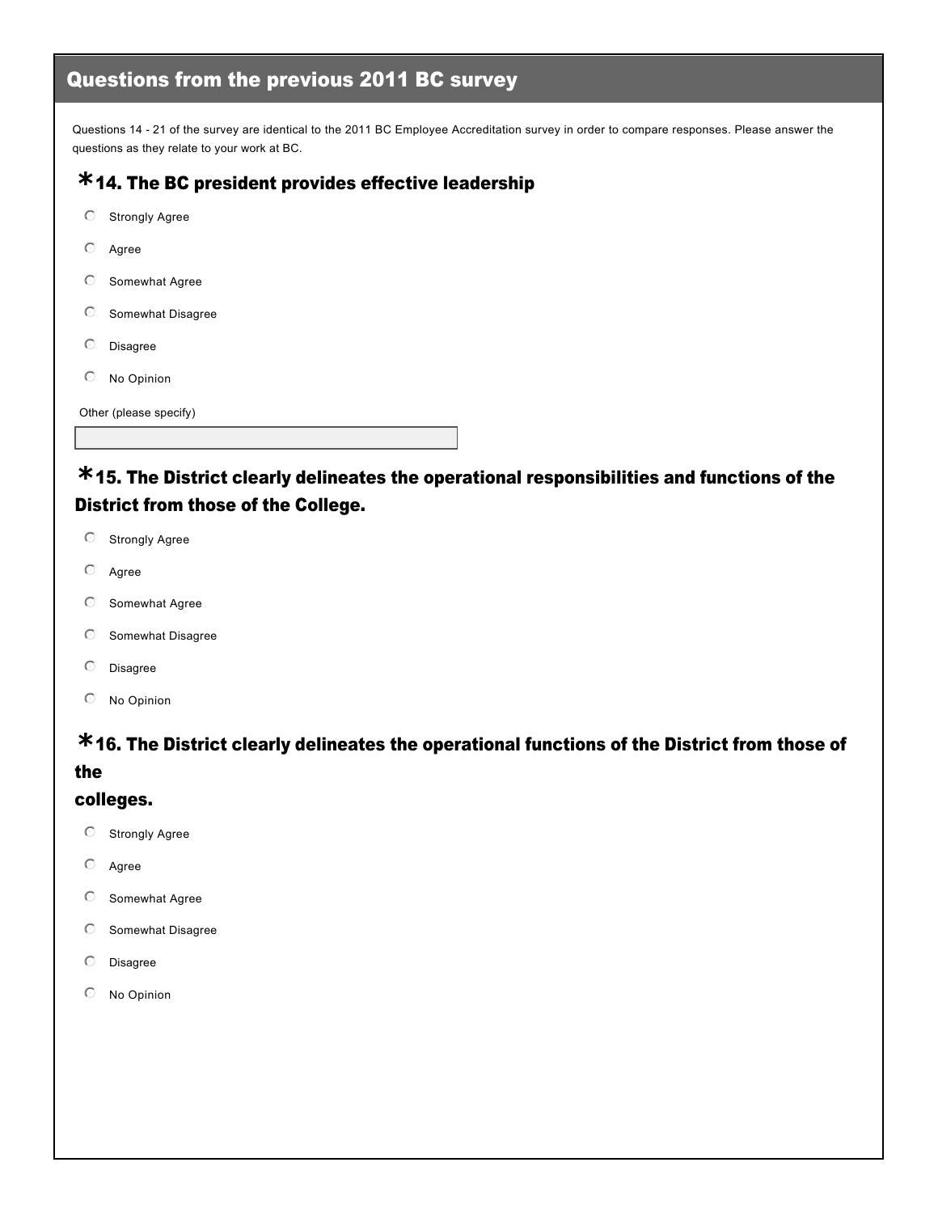## Questions from the previous 2011 BC survey

Questions 14 - 21 of the survey are identical to the 2011 BC Employee Accreditation survey in order to compare responses. Please answer the questions as they relate to your work at BC.

### *14. The BC president provides effective leadership

- Strongly Agree
- Agree
- Somewhat Agree
- Somewhat Disagree
- Disagree
- No Opinion

Other (please specify)

### *15. The District clearly delineates the operational responsibilities and functions of the District from those of the College.

- Strongly Agree
- Agree
- Somewhat Agree
- Somewhat Disagree
- Disagree
- No Opinion

### *16. The District clearly delineates the operational functions of the District from those of the colleges.

- Strongly Agree
- Agree
- Somewhat Agree
- Somewhat Disagree
- Disagree
- No Opinion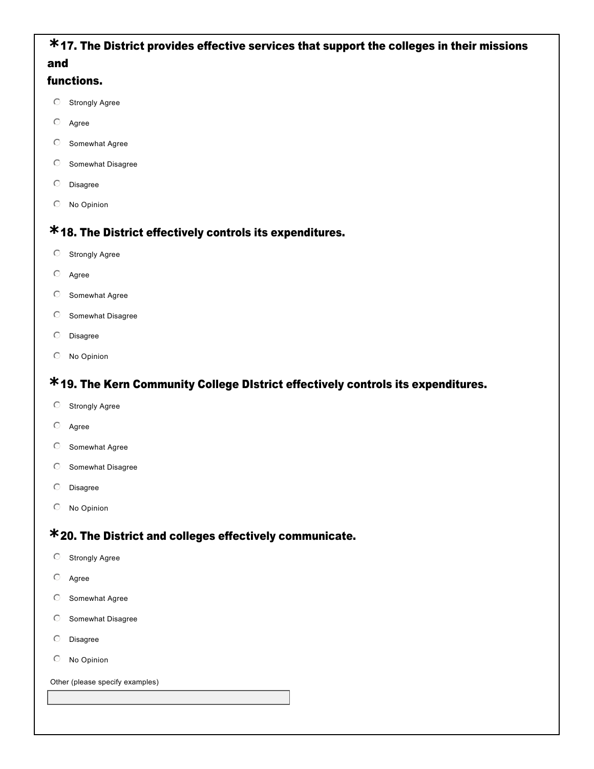**\*17. The District provides effective services that support the colleges in their missions and functions.**

- Strongly Agree
- Agree
- Somewhat Agree
- Somewhat Disagree
- Disagree
- No Opinion

**\*18. The District effectively controls its expenditures.**

- Strongly Agree
- Agree
- Somewhat Agree
- Somewhat Disagree
- Disagree
- No Opinion

**\*19. The Kern Community College DIstrict effectively controls its expenditures.**

- Strongly Agree
- Agree
- Somewhat Agree
- Somewhat Disagree
- Disagree
- No Opinion

**\*20. The District and colleges effectively communicate.**

- Strongly Agree
- Agree
- Somewhat Agree
- Somewhat Disagree
- Disagree
- No Opinion

Other (please specify examples)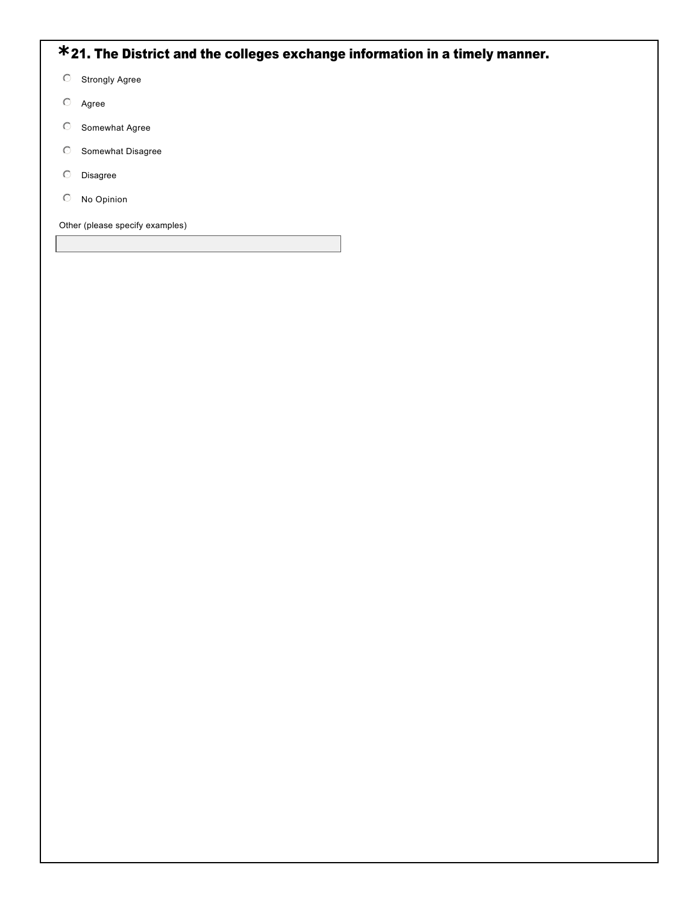### *21. The District and the colleges exchange information in a timely manner.

- Strongly Agree
- Agree
- Somewhat Agree
- Somewhat Disagree
- Disagree
- No Opinion

Other (please specify examples)